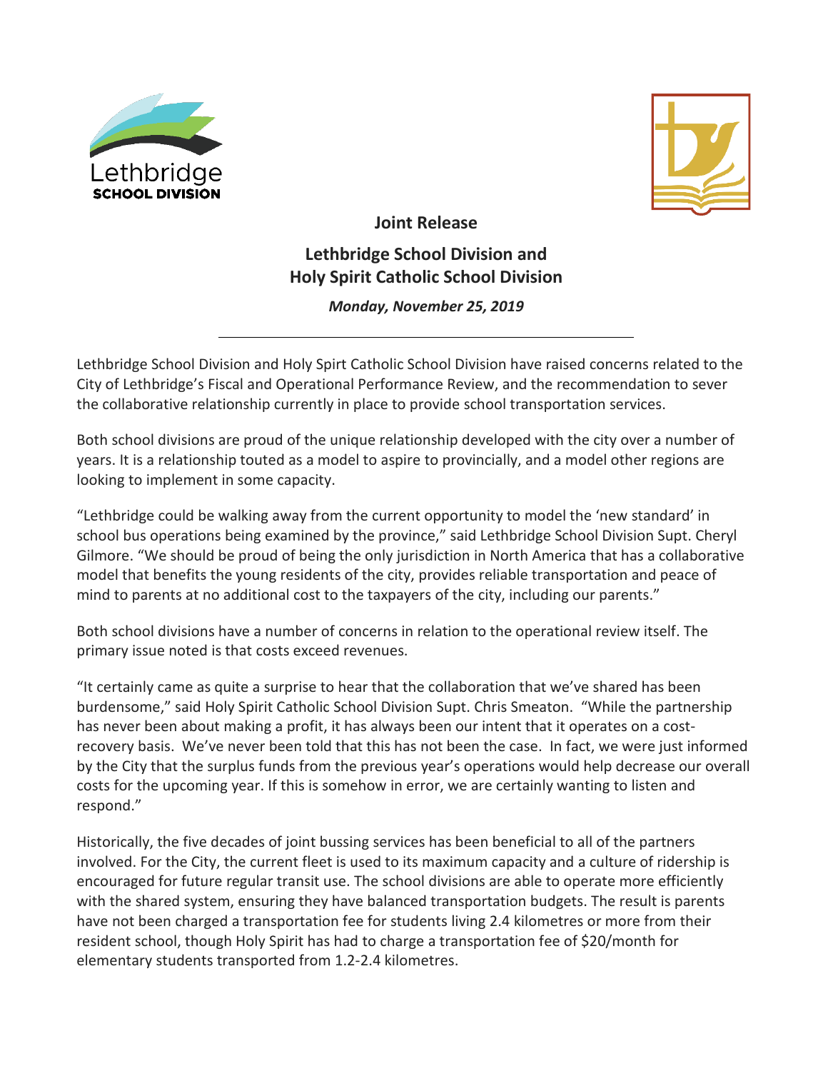Lethbridge SCHOOL DIVISION

**Joint Release**

## Lethbridge School Division and Holy Spirit Catholic School Division

***Monday, November 25, 2019***

---

Lethbridge School Division and Holy Spirt Catholic School Division have raised concerns related to the City of Lethbridge's Fiscal and Operational Performance Review, and the recommendation to sever the collaborative relationship currently in place to provide school transportation services.

Both school divisions are proud of the unique relationship developed with the city over a number of years. It is a relationship touted as a model to aspire to provincially, and a model other regions are looking to implement in some capacity.

"Lethbridge could be walking away from the current opportunity to model the 'new standard' in school bus operations being examined by the province," said Lethbridge School Division Supt. Cheryl Gilmore. "We should be proud of being the only jurisdiction in North America that has a collaborative model that benefits the young residents of the city, provides reliable transportation and peace of mind to parents at no additional cost to the taxpayers of the city, including our parents."

Both school divisions have a number of concerns in relation to the operational review itself. The primary issue noted is that costs exceed revenues.

"It certainly came as quite a surprise to hear that the collaboration that we've shared has been burdensome," said Holy Spirit Catholic School Division Supt. Chris Smeaton. "While the partnership has never been about making a profit, it has always been our intent that it operates on a cost-recovery basis. We've never been told that this has not been the case. In fact, we were just informed by the City that the surplus funds from the previous year's operations would help decrease our overall costs for the upcoming year. If this is somehow in error, we are certainly wanting to listen and respond."

Historically, the five decades of joint bussing services has been beneficial to all of the partners involved. For the City, the current fleet is used to its maximum capacity and a culture of ridership is encouraged for future regular transit use. The school divisions are able to operate more efficiently with the shared system, ensuring they have balanced transportation budgets. The result is parents have not been charged a transportation fee for students living 2.4 kilometres or more from their resident school, though Holy Spirit has had to charge a transportation fee of $20/month for elementary students transported from 1.2-2.4 kilometres.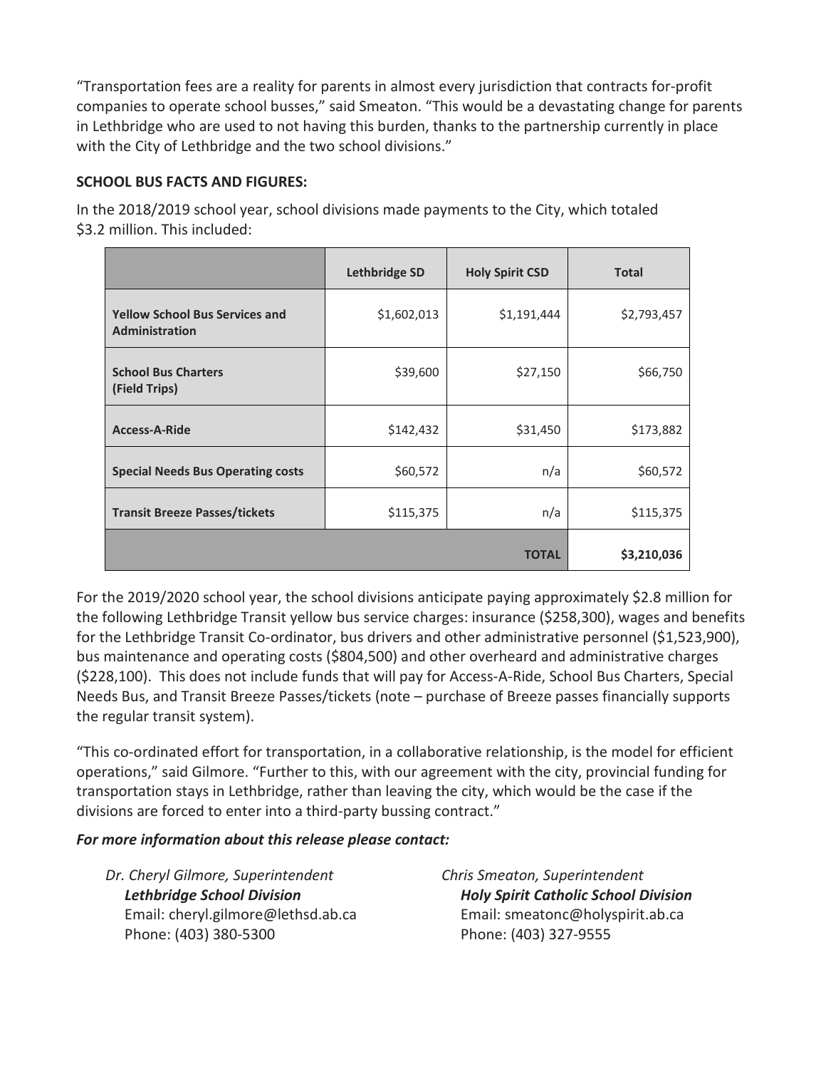"Transportation fees are a reality for parents in almost every jurisdiction that contracts for-profit companies to operate school busses," said Smeaton. "This would be a devastating change for parents in Lethbridge who are used to not having this burden, thanks to the partnership currently in place with the City of Lethbridge and the two school divisions."

**SCHOOL BUS FACTS AND FIGURES:**

In the 2018/2019 school year, school divisions made payments to the City, which totaled $3.2 million. This included:

| | Lethbridge SD | Holy Spirit CSD | Total |
|---|---|---|---|
| **Yellow School Bus Services and Administration** | $1,602,013 | $1,191,444 | $2,793,457 |
| **School Bus Charters (Field Trips)** | $39,600 | $27,150 | $66,750 |
| **Access-A-Ride** | $142,432 | $31,450 | $173,882 |
| **Special Needs Bus Operating costs** | $60,572 | n/a | $60,572 |
| **Transit Breeze Passes/tickets** | $115,375 | n/a | $115,375 |
| | | **TOTAL** | **$3,210,036** |

For the 2019/2020 school year, the school divisions anticipate paying approximately $2.8 million for the following Lethbridge Transit yellow bus service charges: insurance ($258,300), wages and benefits for the Lethbridge Transit Co-ordinator, bus drivers and other administrative personnel ($1,523,900), bus maintenance and operating costs ($804,500) and other overheard and administrative charges ($228,100). This does not include funds that will pay for Access-A-Ride, School Bus Charters, Special Needs Bus, and Transit Breeze Passes/tickets (note – purchase of Breeze passes financially supports the regular transit system).

"This co-ordinated effort for transportation, in a collaborative relationship, is the model for efficient operations," said Gilmore. "Further to this, with our agreement with the city, provincial funding for transportation stays in Lethbridge, rather than leaving the city, which would be the case if the divisions are forced to enter into a third-party bussing contract."

***For more information about this release please contact:***

*Dr. Cheryl Gilmore, Superintendent*
***Lethbridge School Division***
Email: cheryl.gilmore@lethsd.ab.ca
Phone: (403) 380-5300

*Chris Smeaton, Superintendent*
***Holy Spirit Catholic School Division***
Email: smeatonc@holyspirit.ab.ca
Phone: (403) 327-9555